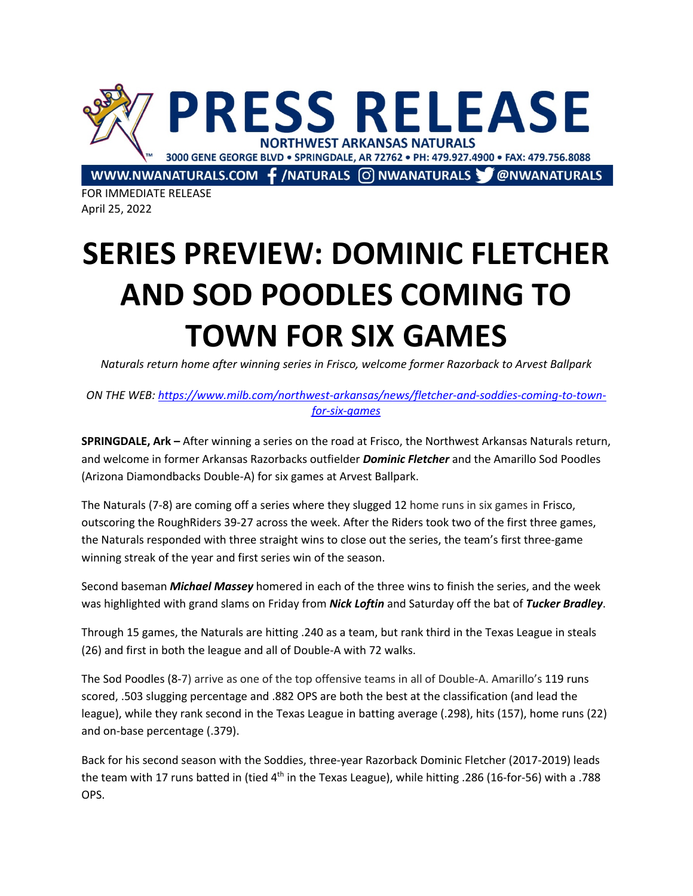# PRESS RELEASE

NORTHWEST ARKANSAS NATURALS

3000 GENE GEORGE BLVD • SPRINGDALE, AR 72762 • PH: 479.927.4900 • FAX: 479.756.8088

WWW.NWANATURALS.COM /NATURALS NWANATURALS @NWANATURALS

FOR IMMEDIATE RELEASE
April 25, 2022

# SERIES PREVIEW: DOMINIC FLETCHER AND SOD POODLES COMING TO TOWN FOR SIX GAMES

*Naturals return home after winning series in Frisco, welcome former Razorback to Arvest Ballpark*

*ON THE WEB: https://www.milb.com/northwest-arkansas/news/fletcher-and-soddies-coming-to-town-for-six-games*

**SPRINGDALE, Ark –** After winning a series on the road at Frisco, the Northwest Arkansas Naturals return, and welcome in former Arkansas Razorbacks outfielder ***Dominic Fletcher*** and the Amarillo Sod Poodles (Arizona Diamondbacks Double-A) for six games at Arvest Ballpark.

The Naturals (7-8) are coming off a series where they slugged 12 home runs in six games in Frisco, outscoring the RoughRiders 39-27 across the week. After the Riders took two of the first three games, the Naturals responded with three straight wins to close out the series, the team's first three-game winning streak of the year and first series win of the season.

Second baseman ***Michael Massey*** homered in each of the three wins to finish the series, and the week was highlighted with grand slams on Friday from ***Nick Loftin*** and Saturday off the bat of ***Tucker Bradley***.

Through 15 games, the Naturals are hitting .240 as a team, but rank third in the Texas League in steals (26) and first in both the league and all of Double-A with 72 walks.

The Sod Poodles (8-7) arrive as one of the top offensive teams in all of Double-A. Amarillo's 119 runs scored, .503 slugging percentage and .882 OPS are both the best at the classification (and lead the league), while they rank second in the Texas League in batting average (.298), hits (157), home runs (22) and on-base percentage (.379).

Back for his second season with the Soddies, three-year Razorback Dominic Fletcher (2017-2019) leads the team with 17 runs batted in (tied 4th in the Texas League), while hitting .286 (16-for-56) with a .788 OPS.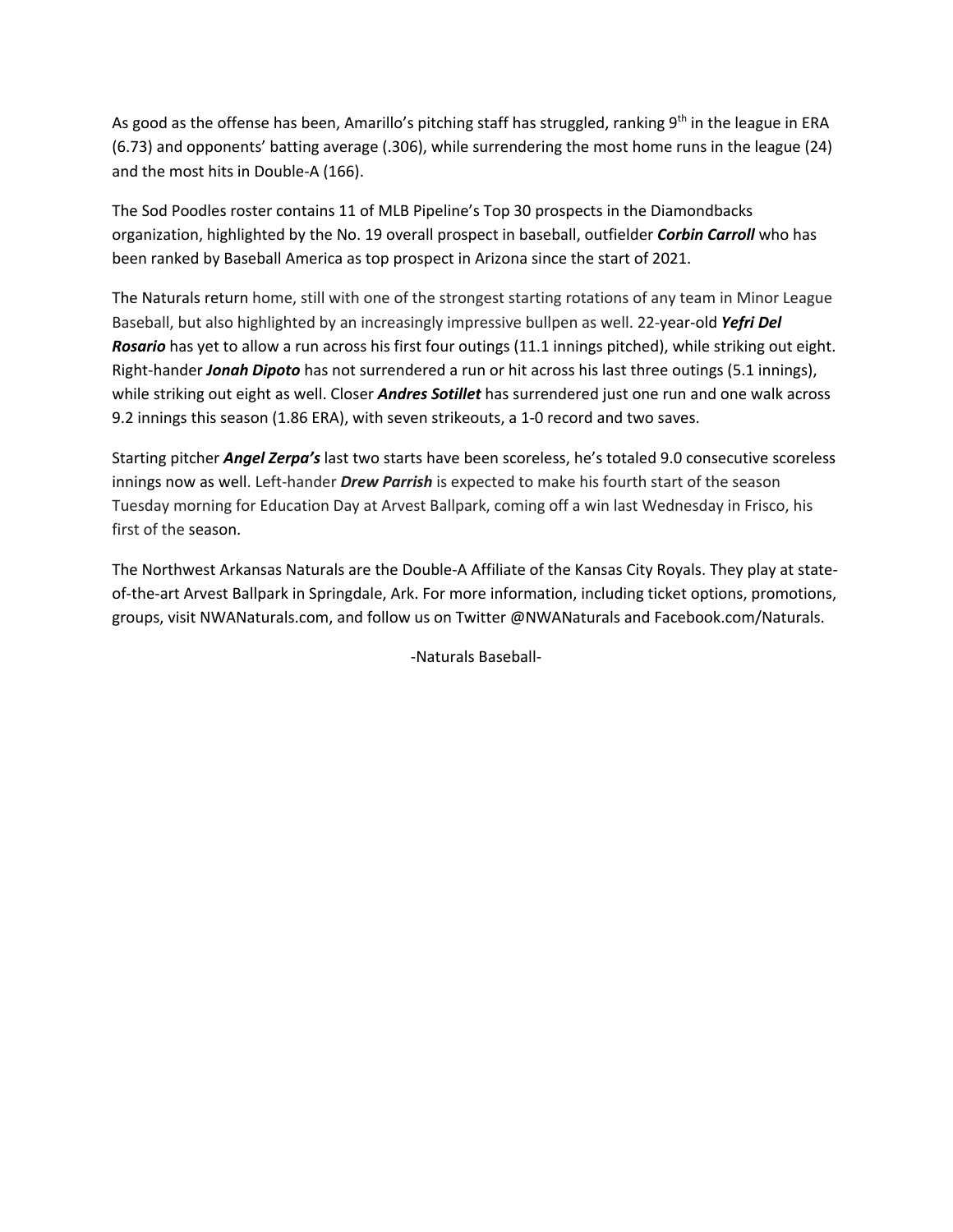As good as the offense has been, Amarillo's pitching staff has struggled, ranking 9th in the league in ERA (6.73) and opponents' batting average (.306), while surrendering the most home runs in the league (24) and the most hits in Double-A (166).

The Sod Poodles roster contains 11 of MLB Pipeline's Top 30 prospects in the Diamondbacks organization, highlighted by the No. 19 overall prospect in baseball, outfielder ***Corbin Carroll*** who has been ranked by Baseball America as top prospect in Arizona since the start of 2021.

The Naturals return home, still with one of the strongest starting rotations of any team in Minor League Baseball, but also highlighted by an increasingly impressive bullpen as well. 22-year-old ***Yefri Del Rosario*** has yet to allow a run across his first four outings (11.1 innings pitched), while striking out eight. Right-hander ***Jonah Dipoto*** has not surrendered a run or hit across his last three outings (5.1 innings), while striking out eight as well. Closer ***Andres Sotillet*** has surrendered just one run and one walk across 9.2 innings this season (1.86 ERA), with seven strikeouts, a 1-0 record and two saves.

Starting pitcher ***Angel Zerpa's*** last two starts have been scoreless, he's totaled 9.0 consecutive scoreless innings now as well. Left-hander ***Drew Parrish*** is expected to make his fourth start of the season Tuesday morning for Education Day at Arvest Ballpark, coming off a win last Wednesday in Frisco, his first of the season.

The Northwest Arkansas Naturals are the Double-A Affiliate of the Kansas City Royals. They play at state-of-the-art Arvest Ballpark in Springdale, Ark. For more information, including ticket options, promotions, groups, visit NWANaturals.com, and follow us on Twitter @NWANaturals and Facebook.com/Naturals.

-Naturals Baseball-